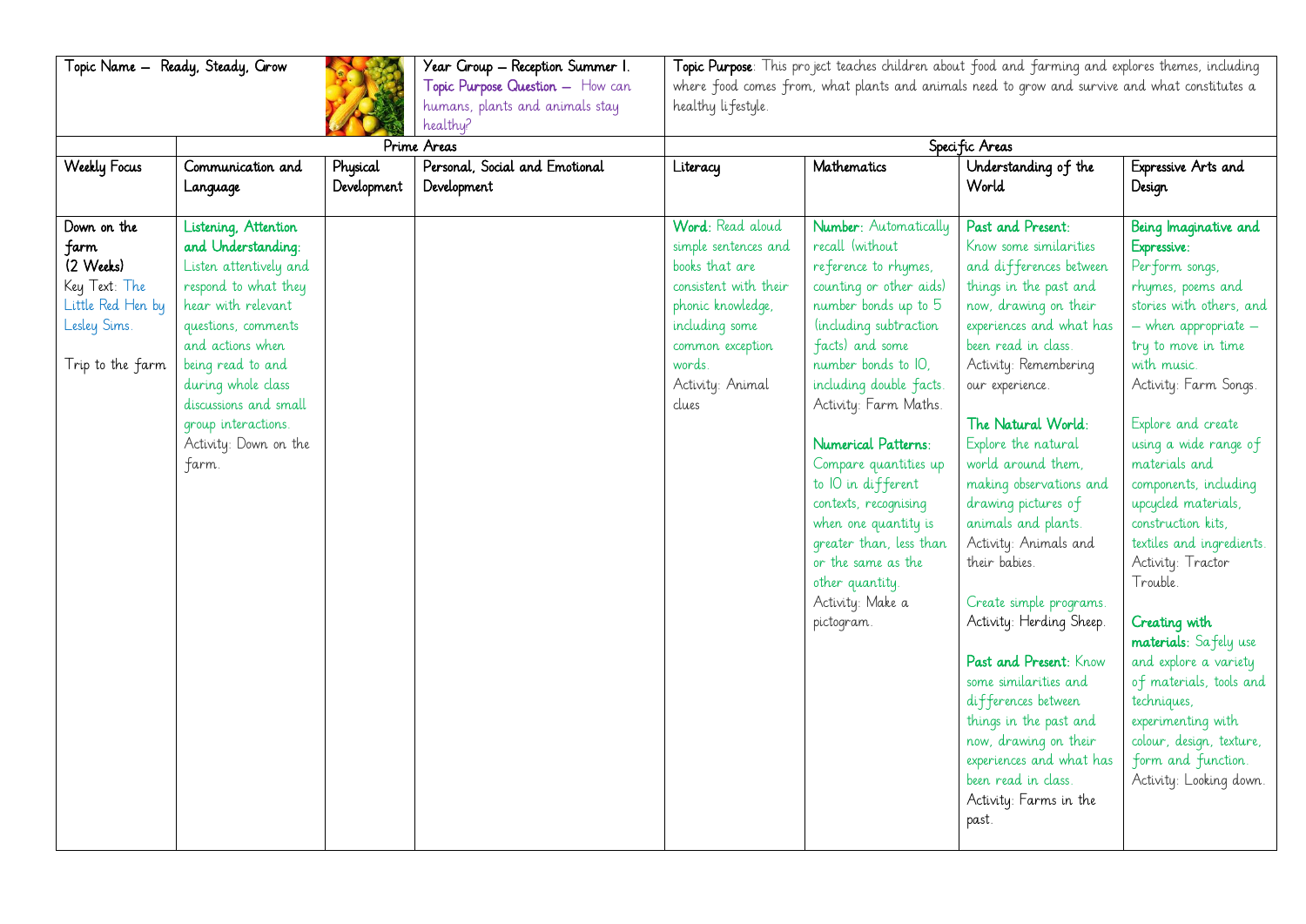| Topic Name – Ready, Steady, Grow | | Year Group – Reception Summer 1. Topic Purpose Question – How can humans, plants and animals stay healthy? | | Topic Purpose: This project teaches children about food and farming and explores themes, including where food comes from, what plants and animals need to grow and survive and what constitutes a healthy lifestyle. | | | |
|---|---|---|---|---|---|---|---|
| | Prime Areas | | | Specific Areas | | | |
| Weekly Focus | Communication and Language | Physical Development | Personal, Social and Emotional Development | Literacy | Mathematics | Understanding of the World | Expressive Arts and Design |
| Down on the farm (2 Weeks) Key Text: The Little Red Hen by Lesley Sims. Trip to the farm | **Listening, Attention and Understanding:** Listen attentively and respond to what they hear with relevant questions, comments and actions when being read to and during whole class discussions and small group interactions. Activity: Down on the farm. | | | **Word:** Read aloud simple sentences and books that are consistent with their phonic knowledge, including some common exception words. Activity: Animal clues | **Number:** Automatically recall (without reference to rhymes, counting or other aids) number bonds up to 5 (including subtraction facts) and some number bonds to 10, including double facts. Activity: Farm Maths. **Numerical Patterns:** Compare quantities up to 10 in different contexts, recognising when one quantity is greater than, less than or the same as the other quantity. Activity: Make a pictogram. | **Past and Present:** Know some similarities and differences between things in the past and now, drawing on their experiences and what has been read in class. Activity: Remembering our experience. **The Natural World:** Explore the natural world around them, making observations and drawing pictures of animals and plants. Activity: Animals and their babies. Create simple programs. Activity: Herding Sheep. **Past and Present:** Know some similarities and differences between things in the past and now, drawing on their experiences and what has been read in class. Activity: Farms in the past. | **Being Imaginative and Expressive:** Perform songs, rhymes, poems and stories with others, and – when appropriate – try to move in time with music. Activity: Farm Songs. Explore and create using a wide range of materials and components, including upcycled materials, construction kits, textiles and ingredients. Activity: Tractor Trouble. **Creating with materials:** Safely use and explore a variety of materials, tools and techniques, experimenting with colour, design, texture, form and function. Activity: Looking down. |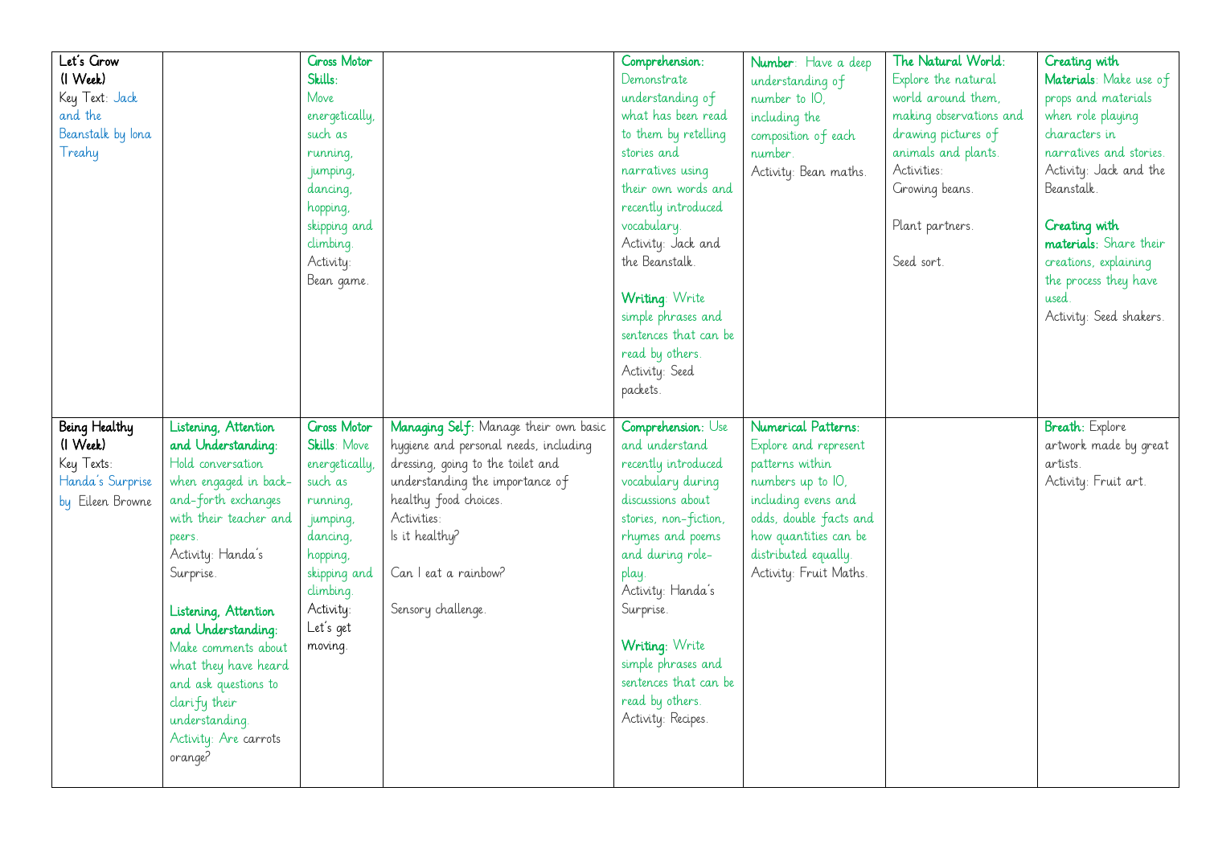| | | | | | | | |
|---|---|---|---|---|---|---|---|
| **Let's Grow (1 Week)**<br>Key Text: Jack and the Beanstalk by Iona Treahy | | **Gross Motor Skills:** Move energetically, such as running, jumping, dancing, hopping, skipping and climbing.<br>Activity: Bean game. | | **Comprehension:** Demonstrate understanding of what has been read to them by retelling stories and narratives using their own words and recently introduced vocabulary.<br>Activity: Jack and the Beanstalk.<br><br>**Writing:** Write simple phrases and sentences that can be read by others.<br>Activity: Seed packets. | **Number:** Have a deep understanding of number to 10, including the composition of each number.<br>Activity: Bean maths. | **The Natural World:** Explore the natural world around them, making observations and drawing pictures of animals and plants.<br>Activities:<br>Growing beans.<br><br>Plant partners.<br><br>Seed sort. | **Creating with Materials:** Make use of props and materials when role playing characters in narratives and stories.<br>Activity: Jack and the Beanstalk.<br><br>**Creating with materials:** Share their creations, explaining the process they have used.<br>Activity: Seed shakers. |
| **Being Healthy (1 Week)**<br>Key Texts: Handa's Surprise by Eileen Browne | **Listening, Attention and Understanding:** Hold conversation when engaged in back-and-forth exchanges with their teacher and peers.<br>Activity: Handa's Surprise.<br><br>**Listening, Attention and Understanding:** Make comments about what they have heard and ask questions to clarify their understanding.<br>Activity: Are carrots orange? | **Gross Motor Skills:** Move energetically, such as running, jumping, dancing, hopping, skipping and climbing.<br>Activity: Let's get moving. | **Managing Self:** Manage their own basic hygiene and personal needs, including dressing, going to the toilet and understanding the importance of healthy food choices.<br>Activities:<br>Is it healthy?<br><br>Can I eat a rainbow?<br><br>Sensory challenge. | **Comprehension:** Use and understand recently introduced vocabulary during discussions about stories, non-fiction, rhymes and poems and during role-play.<br>Activity: Handa's Surprise.<br><br>**Writing:** Write simple phrases and sentences that can be read by others.<br>Activity: Recipes. | **Numerical Patterns:** Explore and represent patterns within numbers up to 10, including evens and odds, double facts and how quantities can be distributed equally.<br>Activity: Fruit Maths. | | **Breath:** Explore artwork made by great artists.<br>Activity: Fruit art. |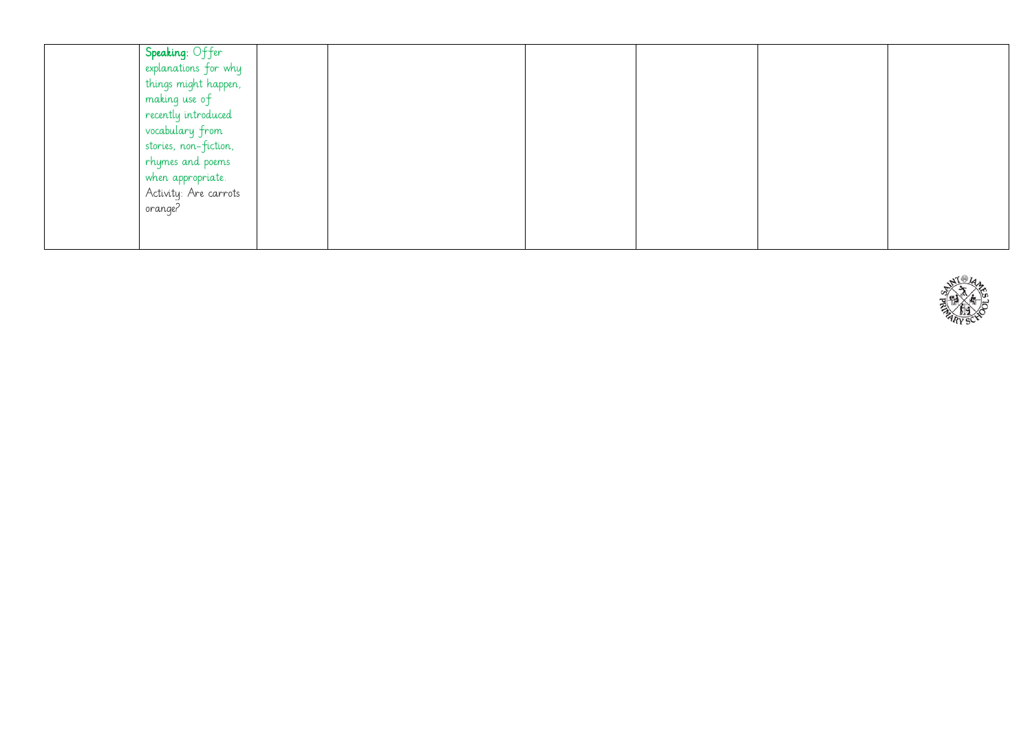| | | | | | | | |
|---|---|---|---|---|---|---|---|
| | **Speaking:** Offer explanations for why things might happen, making use of recently introduced vocabulary from stories, non-fiction, rhymes and poems when appropriate. Activity: Are carrots orange? | | | | | | |